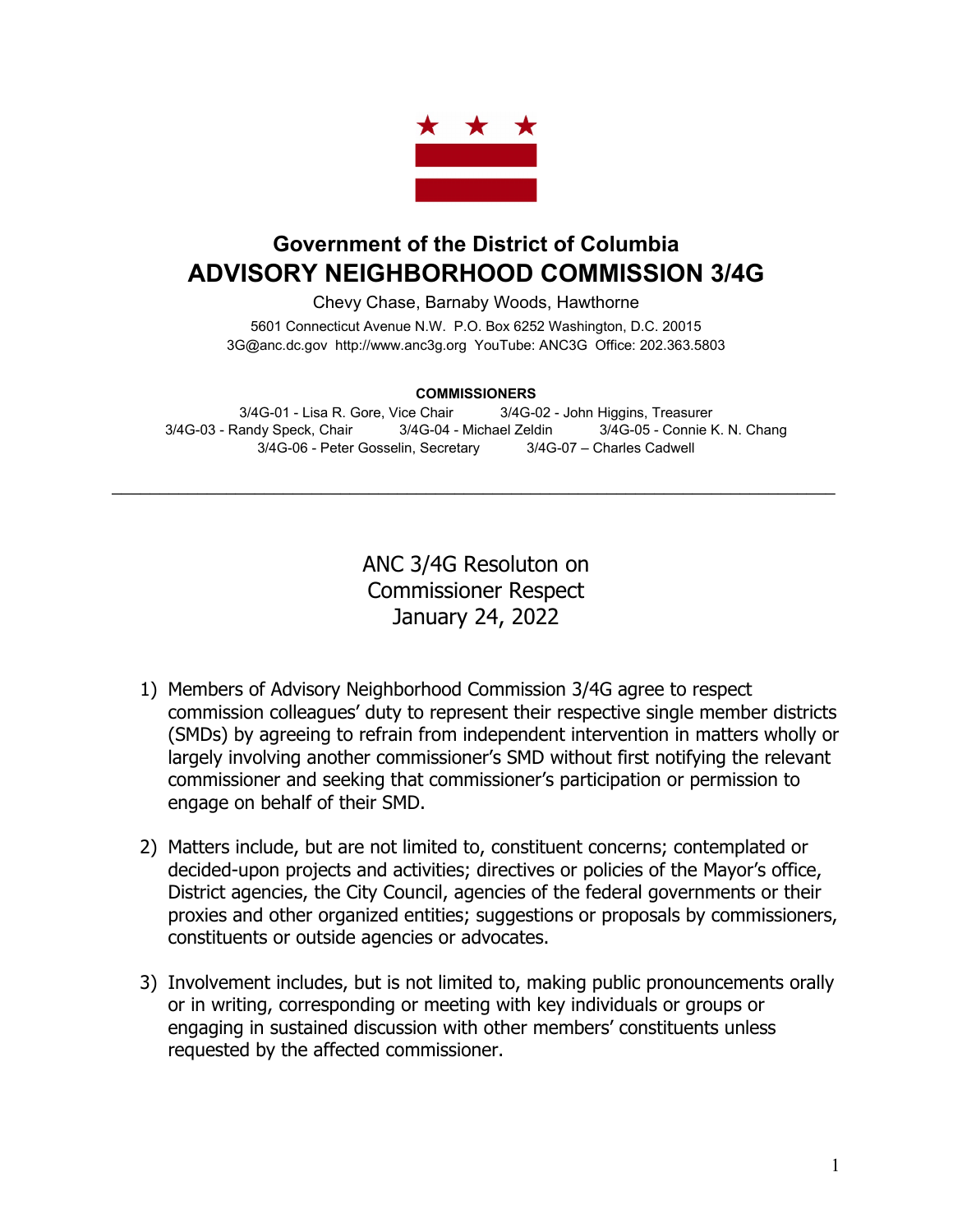# Government of the District of Columbia

# ADVISORY NEIGHBORHOOD COMMISSION 3/4G

Chevy Chase, Barnaby Woods, Hawthorne

5601 Connecticut Avenue N.W. P.O. Box 6252 Washington, D.C. 20015
3G@anc.dc.gov http://www.anc3g.org YouTube: ANC3G Office: 202.363.5803

**COMMISSIONERS**

3/4G-01 - Lisa R. Gore, Vice Chair
3/4G-02 - John Higgins, Treasurer
3/4G-03 - Randy Speck, Chair
3/4G-04 - Michael Zeldin
3/4G-05 - Connie K. N. Chang
3/4G-06 - Peter Gosselin, Secretary
3/4G-07 – Charles Cadwell

---

## ANC 3/4G Resoluton on Commissioner Respect
## January 24, 2022

1) Members of Advisory Neighborhood Commission 3/4G agree to respect commission colleagues' duty to represent their respective single member districts (SMDs) by agreeing to refrain from independent intervention in matters wholly or largely involving another commissioner's SMD without first notifying the relevant commissioner and seeking that commissioner's participation or permission to engage on behalf of their SMD.

2) Matters include, but are not limited to, constituent concerns; contemplated or decided-upon projects and activities; directives or policies of the Mayor's office, District agencies, the City Council, agencies of the federal governments or their proxies and other organized entities; suggestions or proposals by commissioners, constituents or outside agencies or advocates.

3) Involvement includes, but is not limited to, making public pronouncements orally or in writing, corresponding or meeting with key individuals or groups or engaging in sustained discussion with other members' constituents unless requested by the affected commissioner.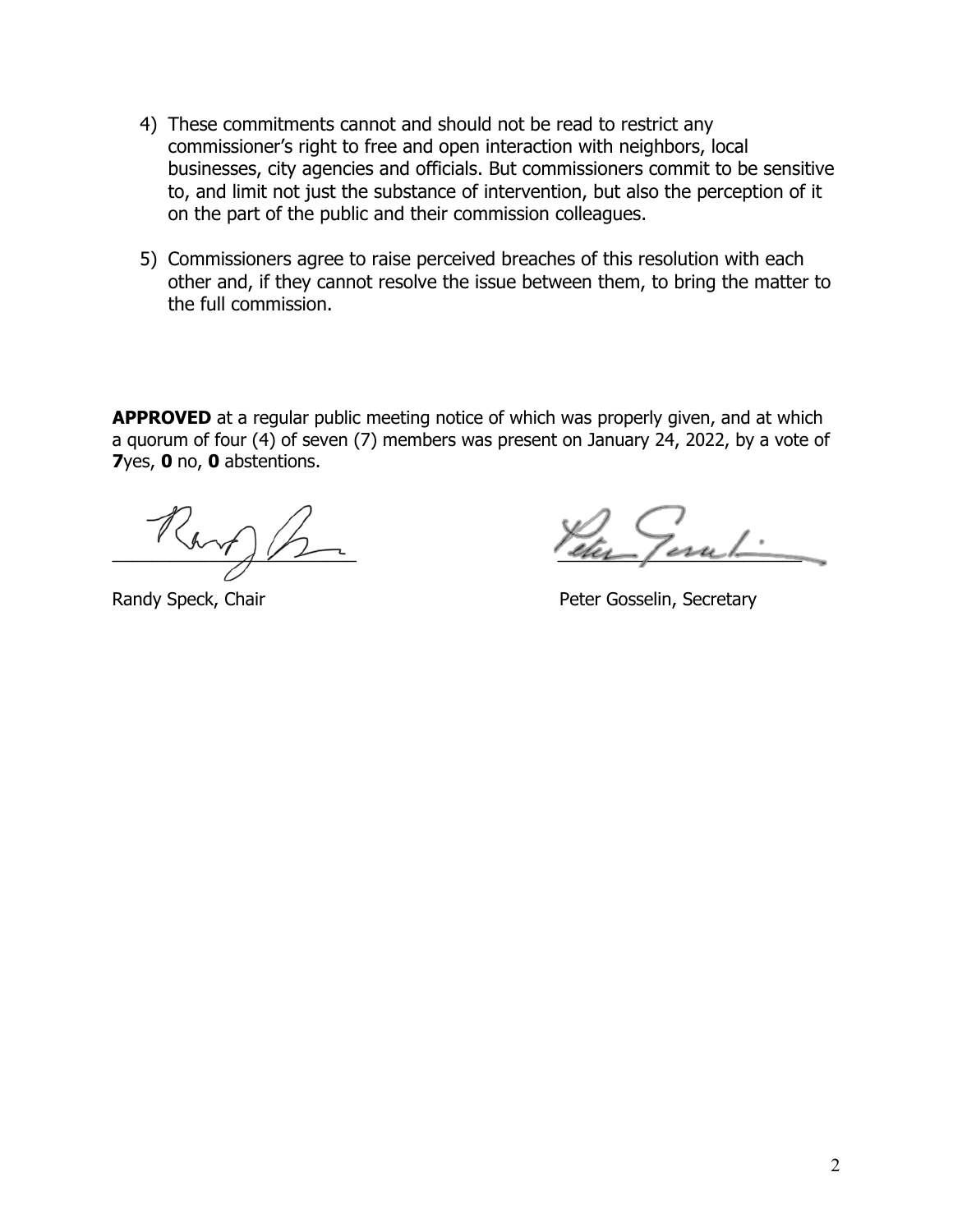4) These commitments cannot and should not be read to restrict any commissioner's right to free and open interaction with neighbors, local businesses, city agencies and officials. But commissioners commit to be sensitive to, and limit not just the substance of intervention, but also the perception of it on the part of the public and their commission colleagues.

5) Commissioners agree to raise perceived breaches of this resolution with each other and, if they cannot resolve the issue between them, to bring the matter to the full commission.

**APPROVED** at a regular public meeting notice of which was properly given, and at which a quorum of four (4) of seven (7) members was present on January 24, 2022, by a vote of **7**yes, **0** no, **0** abstentions.

Randy Speck, Chair

Peter Gosselin, Secretary